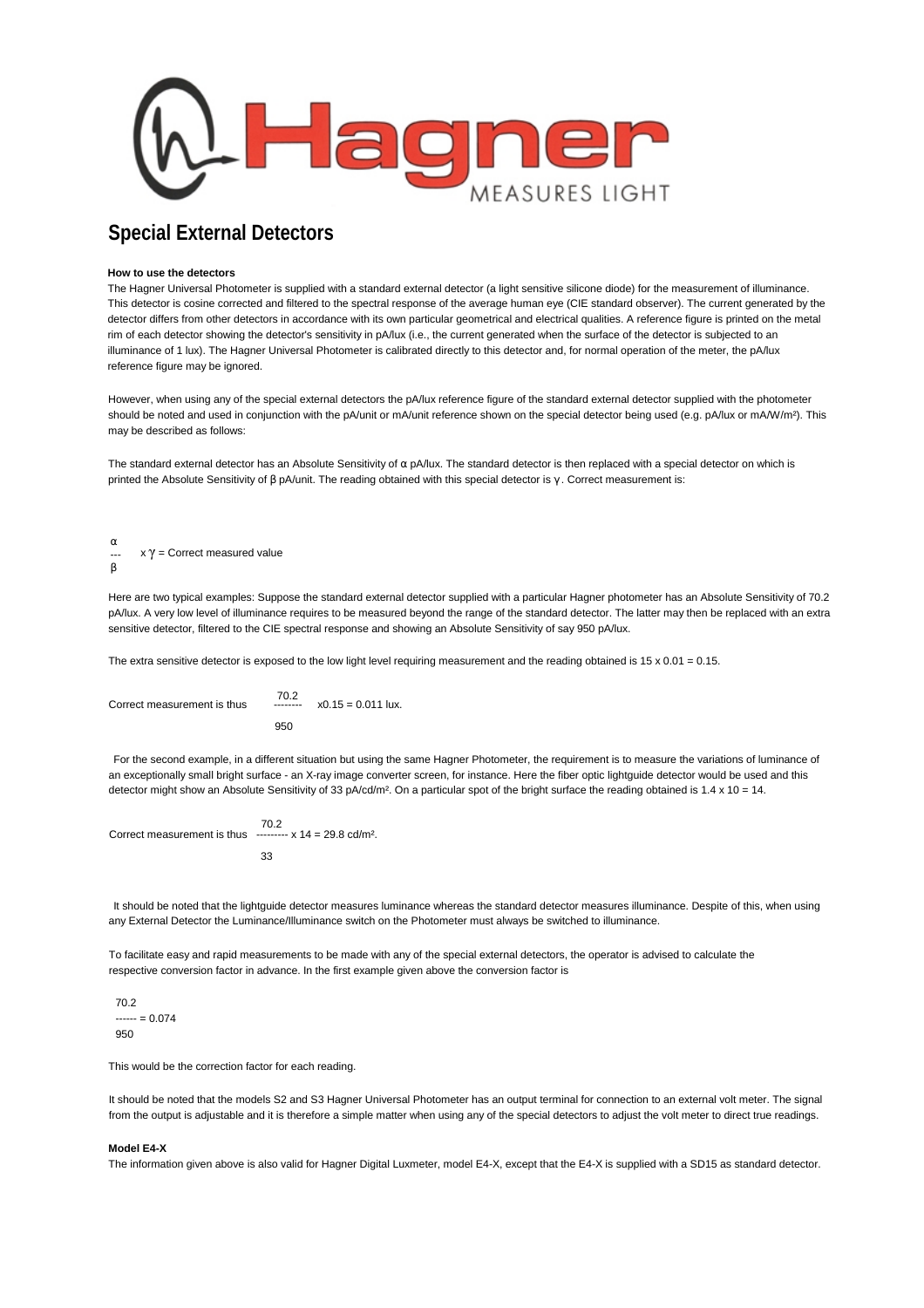# Special External Detectors

**How to use the detectors**

The Hagner Universal Photometer is supplied with a standard external detector (a light sensitive silicone diode) for the measurement of illuminance. This detector is cosine corrected and filtered to the spectral response of the average human eye (CIE standard observer). The current generated by the detector differs from other detectors in accordance with its own particular geometrical and electrical qualities. A reference figure is printed on the metal rim of each detector showing the detector's sensitivity in pA/lux (i.e., the current generated when the surface of the detector is subjected to an illuminance of 1 lux). The Hagner Universal Photometer is calibrated directly to this detector and, for normal operation of the meter, the pA/lux reference figure may be ignored.

However, when using any of the special external detectors the pA/lux reference figure of the standard external detector supplied with the photometer should be noted and used in conjunction with the pA/unit or mA/unit reference shown on the special detector being used (e.g. pA/lux or mA/W/m²). This may be described as follows:

The standard external detector has an Absolute Sensitivity of $\alpha$ pA/lux. The standard detector is then replaced with a special detector on which is printed the Absolute Sensitivity of $\beta$ pA/unit. The reading obtained with this special detector is $\gamma$. Correct measurement is:

$$\frac{\alpha}{\beta} \times \gamma = \text{Correct measured value}$$

Here are two typical examples: Suppose the standard external detector supplied with a particular Hagner photometer has an Absolute Sensitivity of 70.2 pA/lux. A very low level of illuminance requires to be measured beyond the range of the standard detector. The latter may then be replaced with an extra sensitive detector, filtered to the CIE spectral response and showing an Absolute Sensitivity of say 950 pA/lux.

The extra sensitive detector is exposed to the low light level requiring measurement and the reading obtained is 15 x 0.01 = 0.15.

Correct measurement is thus $\frac{70.2}{950} \times 0.15 = 0.011$ lux.

For the second example, in a different situation but using the same Hagner Photometer, the requirement is to measure the variations of luminance of an exceptionally small bright surface - an X-ray image converter screen, for instance. Here the fiber optic lightguide detector would be used and this detector might show an Absolute Sensitivity of 33 pA/cd/m². On a particular spot of the bright surface the reading obtained is 1.4 x 10 = 14.

Correct measurement is thus $\frac{70.2}{33} \times 14 = 29.8$ cd/m².

It should be noted that the lightguide detector measures luminance whereas the standard detector measures illuminance. Despite of this, when using any External Detector the Luminance/Illuminance switch on the Photometer must always be switched to illuminance.

To facilitate easy and rapid measurements to be made with any of the special external detectors, the operator is advised to calculate the respective conversion factor in advance. In the first example given above the conversion factor is

$$\frac{70.2}{950} = 0.074$$

This would be the correction factor for each reading.

It should be noted that the models S2 and S3 Hagner Universal Photometer has an output terminal for connection to an external volt meter. The signal from the output is adjustable and it is therefore a simple matter when using any of the special detectors to adjust the volt meter to direct true readings.

**Model E4-X**

The information given above is also valid for Hagner Digital Luxmeter, model E4-X, except that the E4-X is supplied with a SD15 as standard detector.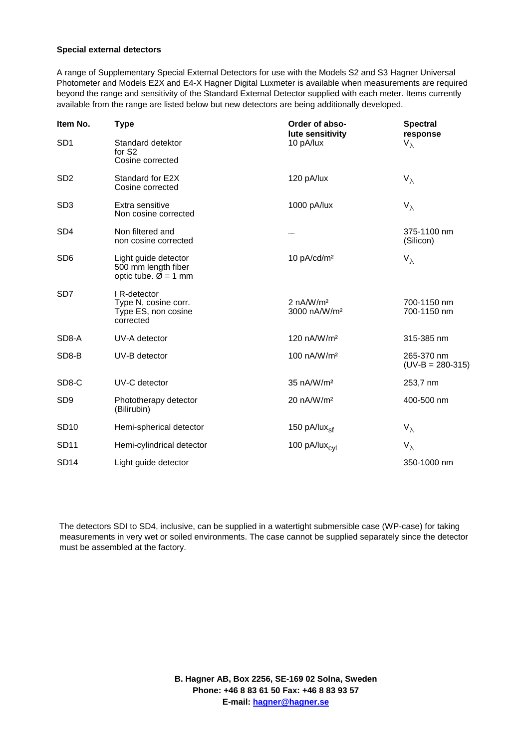**Special external detectors**

A range of Supplementary Special External Detectors for use with the Models S2 and S3 Hagner Universal Photometer and Models E2X and E4-X Hagner Digital Luxmeter is available when measurements are required beyond the range and sensitivity of the Standard External Detector supplied with each meter. Items currently available from the range are listed below but new detectors are being additionally developed.

| Item No. | Type | Order of absolute sensitivity | Spectral response |
|---|---|---|---|
| SD1 | Standard detektor for S2 Cosine corrected | 10 pA/lux | $V_\lambda$ |
| SD2 | Standard for E2X Cosine corrected | 120 pA/lux | $V_\lambda$ |
| SD3 | Extra sensitive Non cosine corrected | 1000 pA/lux | $V_\lambda$ |
| SD4 | Non filtered and non cosine corrected | ---- | 375-1100 nm (Silicon) |
| SD6 | Light guide detector 500 mm length fiber optic tube. Ø = 1 mm | 10 pA/cd/m² | $V_\lambda$ |
| SD7 | I R-detector Type N, cosine corr. Type ES, non cosine corrected | 2 nA/W/m² 3000 nA/W/m² | 700-1150 nm 700-1150 nm |
| SD8-A | UV-A detector | 120 nA/W/m² | 315-385 nm |
| SD8-B | UV-B detector | 100 nA/W/m² | 265-370 nm (UV-B = 280-315) |
| SD8-C | UV-C detector | 35 nA/W/m² | 253,7 nm |
| SD9 | Phototherapy detector (Bilirubin) | 20 nA/W/m² | 400-500 nm |
| SD10 | Hemi-spherical detector | 150 $pA/lux_{sf}$ | $V_\lambda$ |
| SD11 | Hemi-cylindrical detector | 100 $pA/lux_{cyl}$ | $V_\lambda$ |
| SD14 | Light guide detector | | 350-1000 nm |

The detectors SDI to SD4, inclusive, can be supplied in a watertight submersible case (WP-case) for taking measurements in very wet or soiled environments. The case cannot be supplied separately since the detector must be assembled at the factory.

**B. Hagner AB, Box 2256, SE-169 02 Solna, Sweden**
**Phone: +46 8 83 61 50 Fax: +46 8 83 93 57**
**E-mail: hagner@hagner.se**